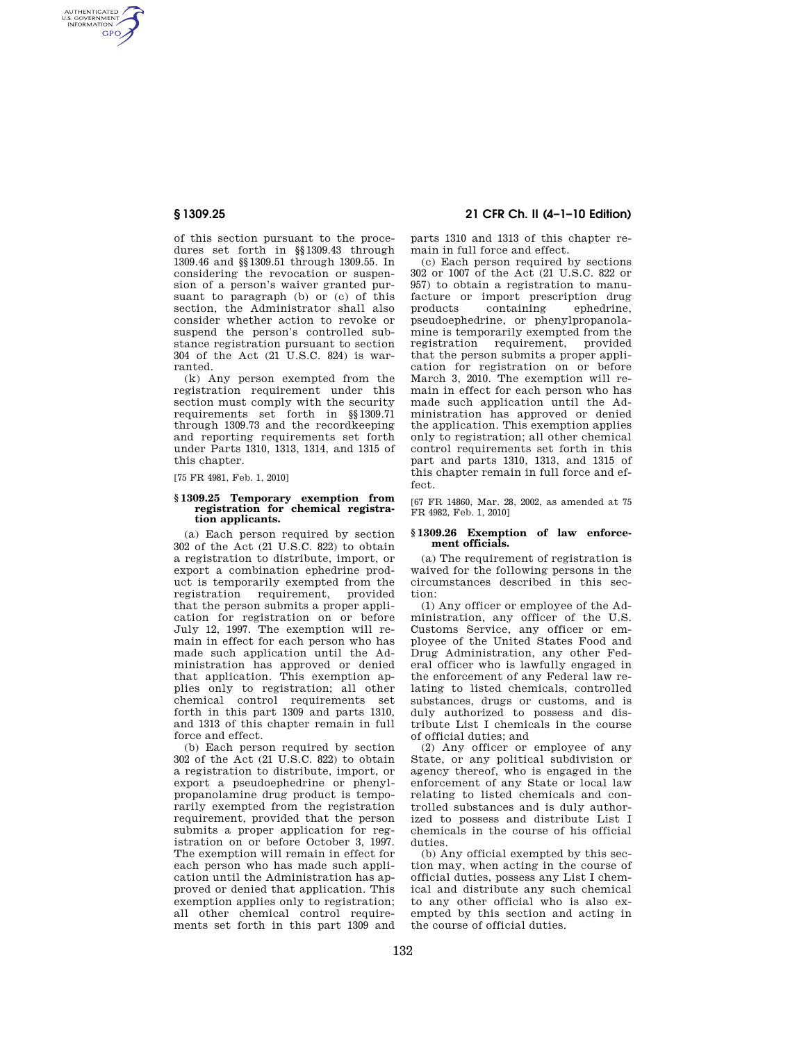of this section pursuant to the procedures set forth in §§1309.43 through 1309.46 and §§1309.51 through 1309.55. In considering the revocation or suspension of a person's waiver granted pursuant to paragraph (b) or (c) of this section, the Administrator shall also consider whether action to revoke or suspend the person's controlled substance registration pursuant to section 304 of the Act (21 U.S.C. 824) is warranted.

(k) Any person exempted from the registration requirement under this section must comply with the security requirements set forth in §§1309.71 through 1309.73 and the recordkeeping and reporting requirements set forth under Parts 1310, 1313, 1314, and 1315 of this chapter.

[75 FR 4981, Feb. 1, 2010]

### §1309.25 Temporary exemption from registration for chemical registration applicants.

(a) Each person required by section 302 of the Act (21 U.S.C. 822) to obtain a registration to distribute, import, or export a combination ephedrine product is temporarily exempted from the registration requirement, provided that the person submits a proper application for registration on or before July 12, 1997. The exemption will remain in effect for each person who has made such application until the Administration has approved or denied that application. This exemption applies only to registration; all other chemical control requirements set forth in this part 1309 and parts 1310, and 1313 of this chapter remain in full force and effect.

(b) Each person required by section 302 of the Act (21 U.S.C. 822) to obtain a registration to distribute, import, or export a pseudoephedrine or phenylpropanolamine drug product is temporarily exempted from the registration requirement, provided that the person submits a proper application for registration on or before October 3, 1997. The exemption will remain in effect for each person who has made such application until the Administration has approved or denied that application. This exemption applies only to registration; all other chemical control requirements set forth in this part 1309 and parts 1310 and 1313 of this chapter remain in full force and effect.

(c) Each person required by sections 302 or 1007 of the Act (21 U.S.C. 822 or 957) to obtain a registration to manufacture or import prescription drug products containing ephedrine, pseudoephedrine, or phenylpropanolamine is temporarily exempted from the registration requirement, provided that the person submits a proper application for registration on or before March 3, 2010. The exemption will remain in effect for each person who has made such application until the Administration has approved or denied the application. This exemption applies only to registration; all other chemical control requirements set forth in this part and parts 1310, 1313, and 1315 of this chapter remain in full force and effect.

[67 FR 14860, Mar. 28, 2002, as amended at 75 FR 4982, Feb. 1, 2010]

### §1309.26 Exemption of law enforcement officials.

(a) The requirement of registration is waived for the following persons in the circumstances described in this section:

(1) Any officer or employee of the Administration, any officer of the U.S. Customs Service, any officer or employee of the United States Food and Drug Administration, any other Federal officer who is lawfully engaged in the enforcement of any Federal law relating to listed chemicals, controlled substances, drugs or customs, and is duly authorized to possess and distribute List I chemicals in the course of official duties; and

(2) Any officer or employee of any State, or any political subdivision or agency thereof, who is engaged in the enforcement of any State or local law relating to listed chemicals and controlled substances and is duly authorized to possess and distribute List I chemicals in the course of his official duties.

(b) Any official exempted by this section may, when acting in the course of official duties, possess any List I chemical and distribute any such chemical to any other official who is also exempted by this section and acting in the course of official duties.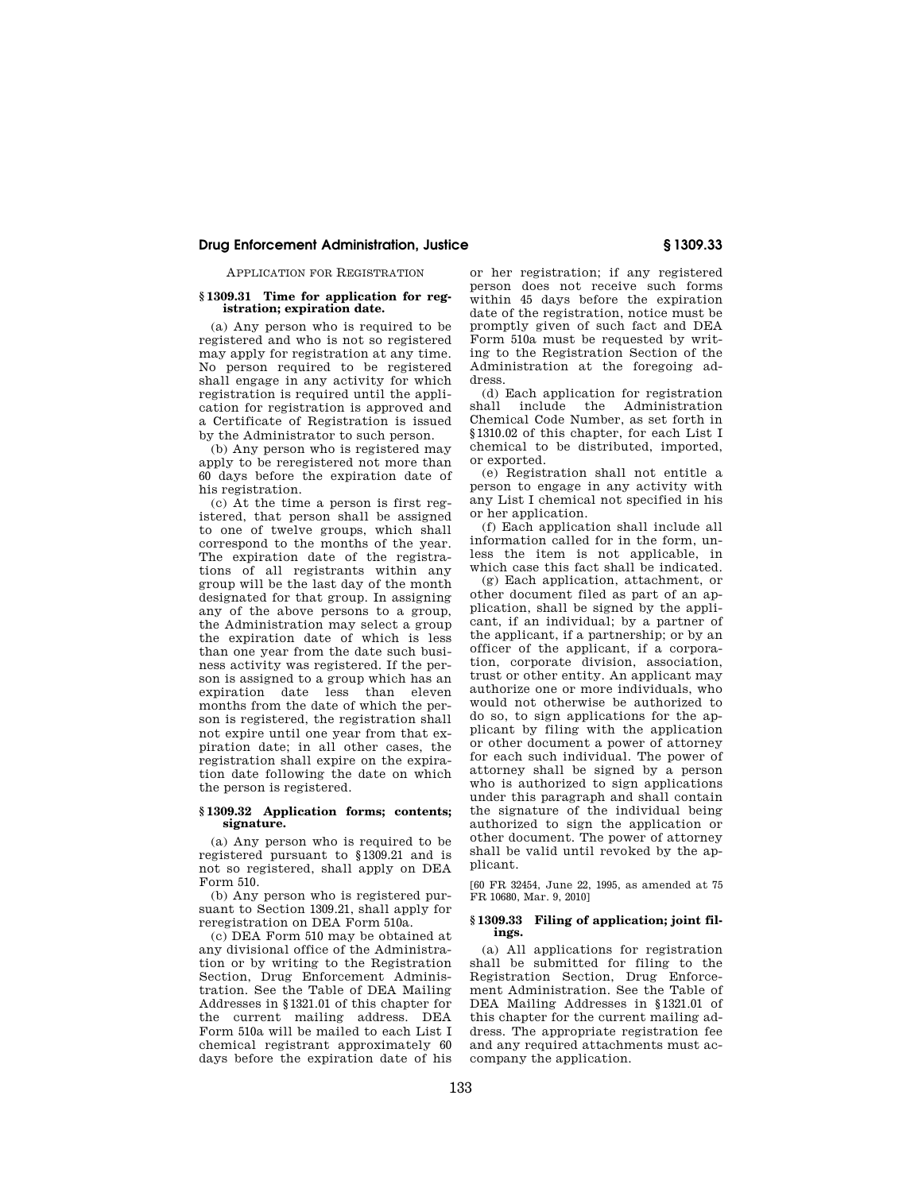APPLICATION FOR REGISTRATION

### § 1309.31 Time for application for registration; expiration date.

(a) Any person who is required to be registered and who is not so registered may apply for registration at any time. No person required to be registered shall engage in any activity for which registration is required until the application for registration is approved and a Certificate of Registration is issued by the Administrator to such person.

(b) Any person who is registered may apply to be reregistered not more than 60 days before the expiration date of his registration.

(c) At the time a person is first registered, that person shall be assigned to one of twelve groups, which shall correspond to the months of the year. The expiration date of the registrations of all registrants within any group will be the last day of the month designated for that group. In assigning any of the above persons to a group, the Administration may select a group the expiration date of which is less than one year from the date such business activity was registered. If the person is assigned to a group which has an expiration date less than eleven months from the date of which the person is registered, the registration shall not expire until one year from that expiration date; in all other cases, the registration shall expire on the expiration date following the date on which the person is registered.

### § 1309.32 Application forms; contents; signature.

(a) Any person who is required to be registered pursuant to §1309.21 and is not so registered, shall apply on DEA Form 510.

(b) Any person who is registered pursuant to Section 1309.21, shall apply for reregistration on DEA Form 510a.

(c) DEA Form 510 may be obtained at any divisional office of the Administration or by writing to the Registration Section, Drug Enforcement Administration. See the Table of DEA Mailing Addresses in §1321.01 of this chapter for the current mailing address. DEA Form 510a will be mailed to each List I chemical registrant approximately 60 days before the expiration date of his or her registration; if any registered person does not receive such forms within 45 days before the expiration date of the registration, notice must be promptly given of such fact and DEA Form 510a must be requested by writing to the Registration Section of the Administration at the foregoing address.

(d) Each application for registration shall include the Administration Chemical Code Number, as set forth in §1310.02 of this chapter, for each List I chemical to be distributed, imported, or exported.

(e) Registration shall not entitle a person to engage in any activity with any List I chemical not specified in his or her application.

(f) Each application shall include all information called for in the form, unless the item is not applicable, in which case this fact shall be indicated.

(g) Each application, attachment, or other document filed as part of an application, shall be signed by the applicant, if an individual; by a partner of the applicant, if a partnership; or by an officer of the applicant, if a corporation, corporate division, association, trust or other entity. An applicant may authorize one or more individuals, who would not otherwise be authorized to do so, to sign applications for the applicant by filing with the application or other document a power of attorney for each such individual. The power of attorney shall be signed by a person who is authorized to sign applications under this paragraph and shall contain the signature of the individual being authorized to sign the application or other document. The power of attorney shall be valid until revoked by the applicant.

[60 FR 32454, June 22, 1995, as amended at 75 FR 10680, Mar. 9, 2010]

### § 1309.33 Filing of application; joint filings.

(a) All applications for registration shall be submitted for filing to the Registration Section, Drug Enforcement Administration. See the Table of DEA Mailing Addresses in §1321.01 of this chapter for the current mailing address. The appropriate registration fee and any required attachments must accompany the application.